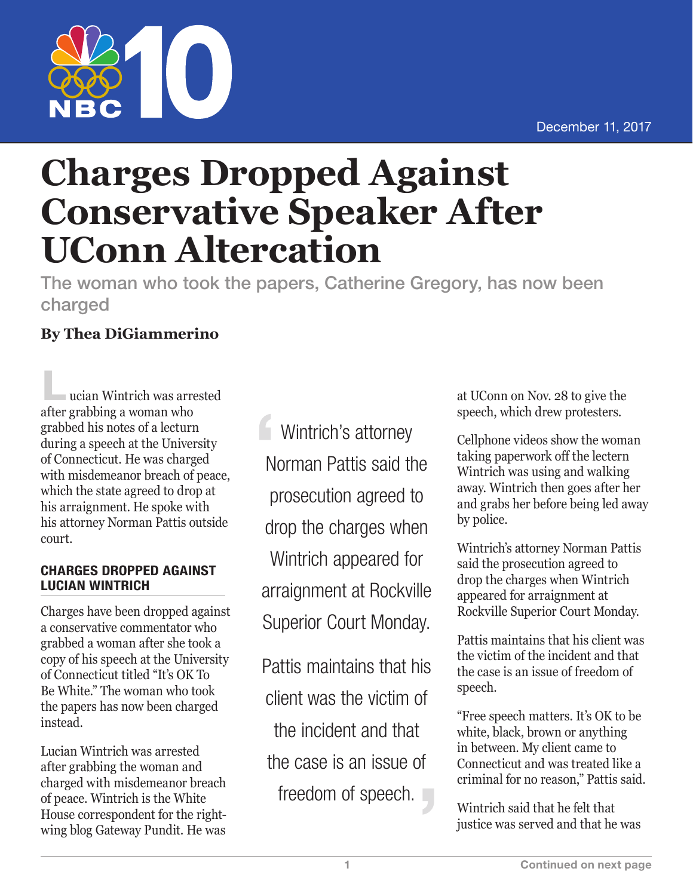December 11, 2017

# Charges Dropped Against Conservative Speaker After UConn Altercation

## The woman who took the papers, Catherine Gregory, has now been charged

**By Thea DiGiammerino**

Lucian Wintrich was arrested after grabbing a woman who grabbed his notes of a lecturn during a speech at the University of Connecticut. He was charged with misdemeanor breach of peace, which the state agreed to drop at his arraignment. He spoke with his attorney Norman Pattis outside court.

### CHARGES DROPPED AGAINST LUCIAN WINTRICH

Charges have been dropped against a conservative commentator who grabbed a woman after she took a copy of his speech at the University of Connecticut titled "It's OK To Be White." The woman who took the papers has now been charged instead.

Lucian Wintrich was arrested after grabbing the woman and charged with misdemeanor breach of peace. Wintrich is the White House correspondent for the right-wing blog Gateway Pundit. He was at UConn on Nov. 28 to give the speech, which drew protesters.

> Wintrich's attorney Norman Pattis said the prosecution agreed to drop the charges when Wintrich appeared for arraignment at Rockville Superior Court Monday.
>
> Pattis maintains that his client was the victim of the incident and that the case is an issue of freedom of speech.

Cellphone videos show the woman taking paperwork off the lectern Wintrich was using and walking away. Wintrich then goes after her and grabs her before being led away by police.

Wintrich's attorney Norman Pattis said the prosecution agreed to drop the charges when Wintrich appeared for arraignment at Rockville Superior Court Monday.

Pattis maintains that his client was the victim of the incident and that the case is an issue of freedom of speech.

"Free speech matters. It's OK to be white, black, brown or anything in between. My client came to Connecticut and was treated like a criminal for no reason," Pattis said.

Wintrich said that he felt that justice was served and that he was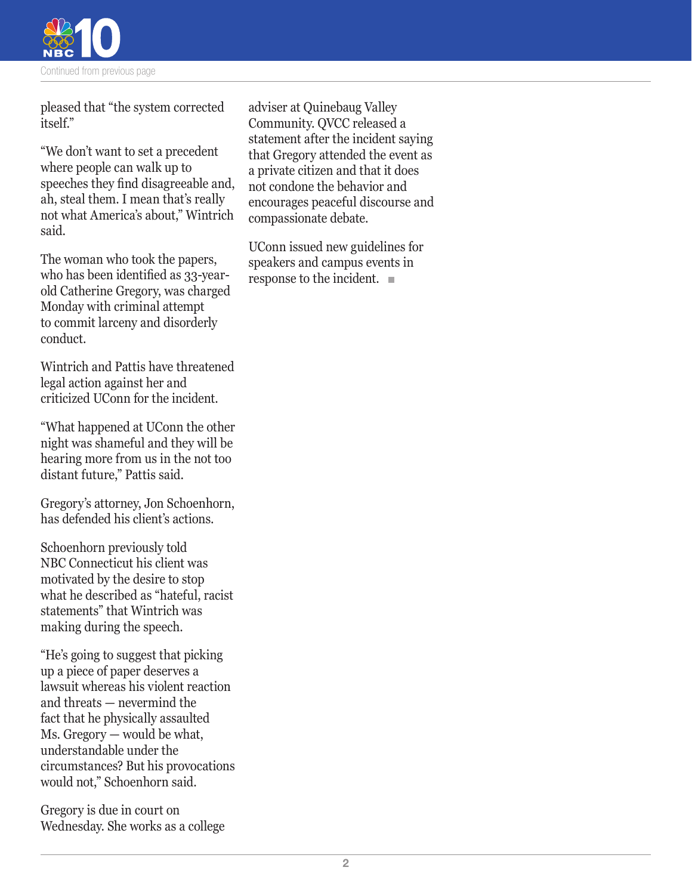pleased that "the system corrected itself."

"We don't want to set a precedent where people can walk up to speeches they find disagreeable and, ah, steal them. I mean that's really not what America's about," Wintrich said.

The woman who took the papers, who has been identified as 33-year-old Catherine Gregory, was charged Monday with criminal attempt to commit larceny and disorderly conduct.

Wintrich and Pattis have threatened legal action against her and criticized UConn for the incident.

"What happened at UConn the other night was shameful and they will be hearing more from us in the not too distant future," Pattis said.

Gregory's attorney, Jon Schoenhorn, has defended his client's actions.

Schoenhorn previously told NBC Connecticut his client was motivated by the desire to stop what he described as "hateful, racist statements" that Wintrich was making during the speech.

"He's going to suggest that picking up a piece of paper deserves a lawsuit whereas his violent reaction and threats — nevermind the fact that he physically assaulted Ms. Gregory — would be what, understandable under the circumstances? But his provocations would not," Schoenhorn said.

Gregory is due in court on Wednesday. She works as a college adviser at Quinebaug Valley Community. QVCC released a statement after the incident saying that Gregory attended the event as a private citizen and that it does not condone the behavior and encourages peaceful discourse and compassionate debate.

UConn issued new guidelines for speakers and campus events in response to the incident.